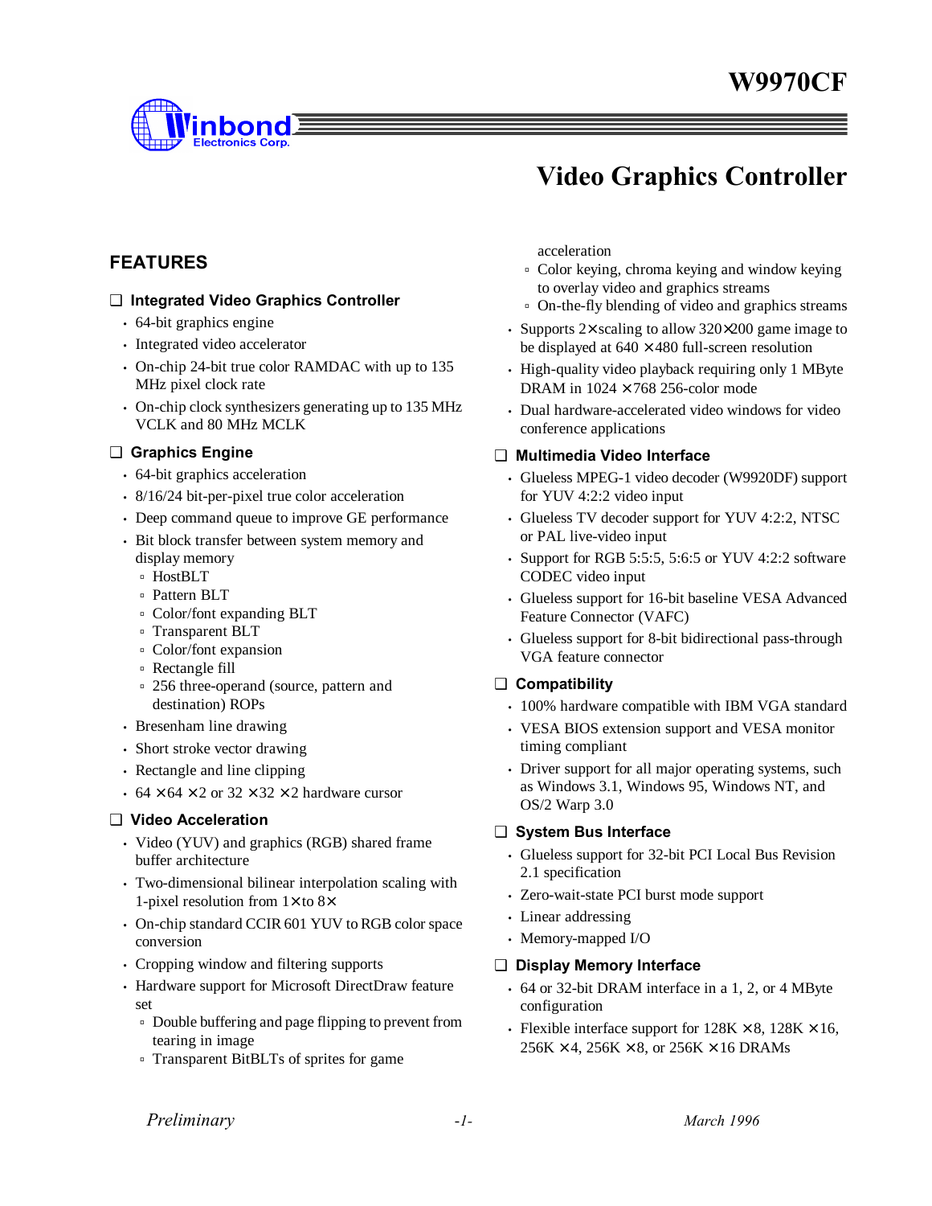# W9970CF

# Video Graphics Controller

## FEATURES

### Integrated Video Graphics Controller

- 64-bit graphics engine
- Integrated video accelerator
- On-chip 24-bit true color RAMDAC with up to 135 MHz pixel clock rate
- On-chip clock synthesizers generating up to 135 MHz VCLK and 80 MHz MCLK

### Graphics Engine

- 64-bit graphics acceleration
- 8/16/24 bit-per-pixel true color acceleration
- Deep command queue to improve GE performance
- Bit block transfer between system memory and display memory
  - HostBLT
  - Pattern BLT
  - Color/font expanding BLT
  - Transparent BLT
  - Color/font expansion
  - Rectangle fill
  - 256 three-operand (source, pattern and destination) ROPs
- Bresenham line drawing
- Short stroke vector drawing
- Rectangle and line clipping
- 64 × 64 × 2 or 32 × 32 × 2 hardware cursor

### Video Acceleration

- Video (YUV) and graphics (RGB) shared frame buffer architecture
- Two-dimensional bilinear interpolation scaling with 1-pixel resolution from 1× to 8×
- On-chip standard CCIR 601 YUV to RGB color space conversion
- Cropping window and filtering supports
- Hardware support for Microsoft DirectDraw feature set
  - Double buffering and page flipping to prevent from tearing in image
  - Transparent BitBLTs of sprites for game acceleration
  - Color keying, chroma keying and window keying to overlay video and graphics streams
  - On-the-fly blending of video and graphics streams
- Supports 2× scaling to allow 320×200 game image to be displayed at 640 × 480 full-screen resolution
- High-quality video playback requiring only 1 MByte DRAM in 1024 × 768 256-color mode
- Dual hardware-accelerated video windows for video conference applications

### Multimedia Video Interface

- Glueless MPEG-1 video decoder (W9920DF) support for YUV 4:2:2 video input
- Glueless TV decoder support for YUV 4:2:2, NTSC or PAL live-video input
- Support for RGB 5:5:5, 5:6:5 or YUV 4:2:2 software CODEC video input
- Glueless support for 16-bit baseline VESA Advanced Feature Connector (VAFC)
- Glueless support for 8-bit bidirectional pass-through VGA feature connector

### Compatibility

- 100% hardware compatible with IBM VGA standard
- VESA BIOS extension support and VESA monitor timing compliant
- Driver support for all major operating systems, such as Windows 3.1, Windows 95, Windows NT, and OS/2 Warp 3.0

### System Bus Interface

- Glueless support for 32-bit PCI Local Bus Revision 2.1 specification
- Zero-wait-state PCI burst mode support
- Linear addressing
- Memory-mapped I/O

### Display Memory Interface

- 64 or 32-bit DRAM interface in a 1, 2, or 4 MByte configuration
- Flexible interface support for 128K × 8, 128K × 16, 256K × 4, 256K × 8, or 256K × 16 DRAMs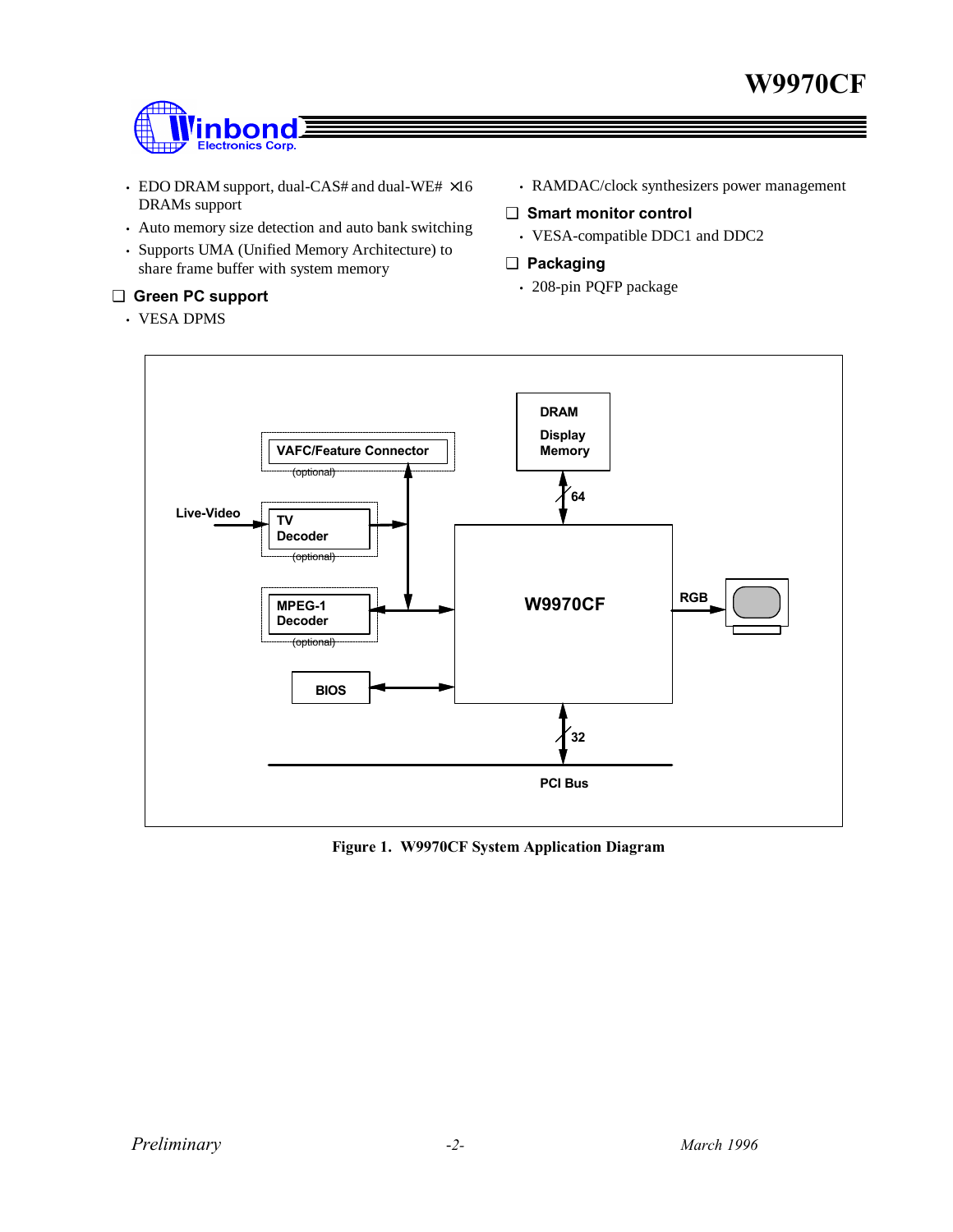- EDO DRAM support, dual-CAS# and dual-WE# ×16 DRAMs support
- Auto memory size detection and auto bank switching
- Supports UMA (Unified Memory Architecture) to share frame buffer with system memory

### ❑ Green PC support

- VESA DPMS
- RAMDAC/clock synthesizers power management

### ❑ Smart monitor control

- VESA-compatible DDC1 and DDC2

### ❑ Packaging

- 208-pin PQFP package

**Figure 1. W9970CF System Application Diagram**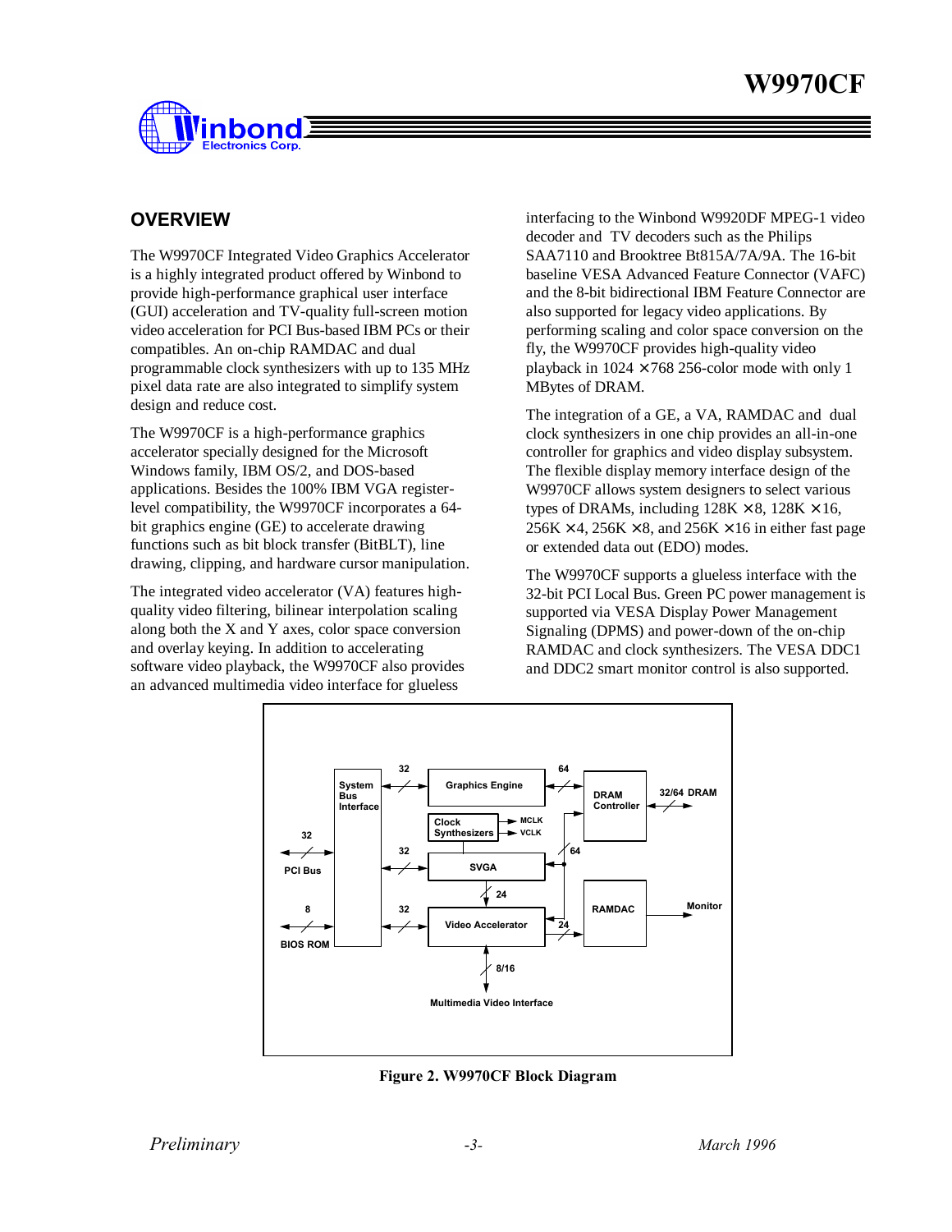## OVERVIEW

The W9970CF Integrated Video Graphics Accelerator is a highly integrated product offered by Winbond to provide high-performance graphical user interface (GUI) acceleration and TV-quality full-screen motion video acceleration for PCI Bus-based IBM PCs or their compatibles. An on-chip RAMDAC and dual programmable clock synthesizers with up to 135 MHz pixel data rate are also integrated to simplify system design and reduce cost.

The W9970CF is a high-performance graphics accelerator specially designed for the Microsoft Windows family, IBM OS/2, and DOS-based applications. Besides the 100% IBM VGA register-level compatibility, the W9970CF incorporates a 64-bit graphics engine (GE) to accelerate drawing functions such as bit block transfer (BitBLT), line drawing, clipping, and hardware cursor manipulation.

The integrated video accelerator (VA) features high-quality video filtering, bilinear interpolation scaling along both the X and Y axes, color space conversion and overlay keying. In addition to accelerating software video playback, the W9970CF also provides an advanced multimedia video interface for glueless interfacing to the Winbond W9920DF MPEG-1 video decoder and TV decoders such as the Philips SAA7110 and Brooktree Bt815A/7A/9A. The 16-bit baseline VESA Advanced Feature Connector (VAFC) and the 8-bit bidirectional IBM Feature Connector are also supported for legacy video applications. By performing scaling and color space conversion on the fly, the W9970CF provides high-quality video playback in 1024 × 768 256-color mode with only 1 MBytes of DRAM.

The integration of a GE, a VA, RAMDAC and dual clock synthesizers in one chip provides an all-in-one controller for graphics and video display subsystem. The flexible display memory interface design of the W9970CF allows system designers to select various types of DRAMs, including 128K × 8, 128K × 16, 256K × 4, 256K × 8, and 256K × 16 in either fast page or extended data out (EDO) modes.

The W9970CF supports a glueless interface with the 32-bit PCI Local Bus. Green PC power management is supported via VESA Display Power Management Signaling (DPMS) and power-down of the on-chip RAMDAC and clock synthesizers. The VESA DDC1 and DDC2 smart monitor control is also supported.

**Figure 2. W9970CF Block Diagram**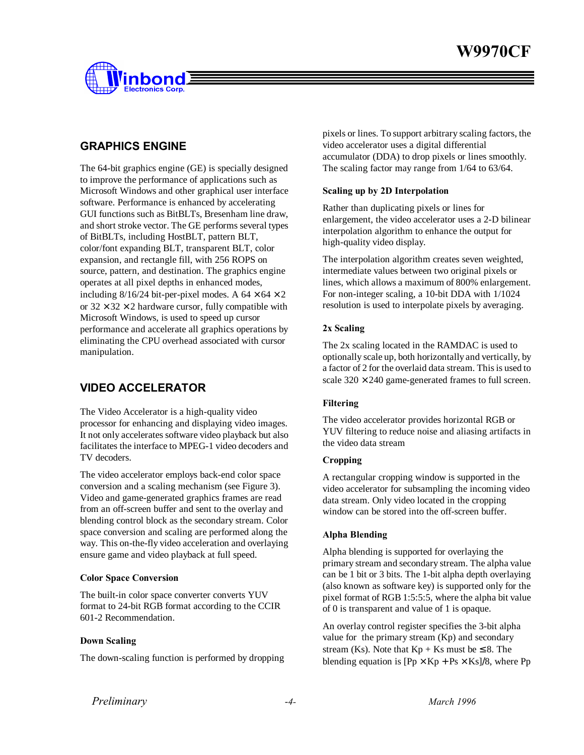## GRAPHICS ENGINE

The 64-bit graphics engine (GE) is specially designed to improve the performance of applications such as Microsoft Windows and other graphical user interface software. Performance is enhanced by accelerating GUI functions such as BitBLTs, Bresenham line draw, and short stroke vector. The GE performs several types of BitBLTs, including HostBLT, pattern BLT, color/font expanding BLT, transparent BLT, color expansion, and rectangle fill, with 256 ROPS on source, pattern, and destination. The graphics engine operates at all pixel depths in enhanced modes, including 8/16/24 bit-per-pixel modes. A $64 \times 64 \times 2$ or $32 \times 32 \times 2$ hardware cursor, fully compatible with Microsoft Windows, is used to speed up cursor performance and accelerate all graphics operations by eliminating the CPU overhead associated with cursor manipulation.

## VIDEO ACCELERATOR

The Video Accelerator is a high-quality video processor for enhancing and displaying video images. It not only accelerates software video playback but also facilitates the interface to MPEG-1 video decoders and TV decoders.

The video accelerator employs back-end color space conversion and a scaling mechanism (see Figure 3). Video and game-generated graphics frames are read from an off-screen buffer and sent to the overlay and blending control block as the secondary stream. Color space conversion and scaling are performed along the way. This on-the-fly video acceleration and overlaying ensure game and video playback at full speed.

### Color Space Conversion

The built-in color space converter converts YUV format to 24-bit RGB format according to the CCIR 601-2 Recommendation.

### Down Scaling

The down-scaling function is performed by dropping pixels or lines. To support arbitrary scaling factors, the video accelerator uses a digital differential accumulator (DDA) to drop pixels or lines smoothly. The scaling factor may range from 1/64 to 63/64.

### Scaling up by 2D Interpolation

Rather than duplicating pixels or lines for enlargement, the video accelerator uses a 2-D bilinear interpolation algorithm to enhance the output for high-quality video display.

The interpolation algorithm creates seven weighted, intermediate values between two original pixels or lines, which allows a maximum of 800% enlargement. For non-integer scaling, a 10-bit DDA with 1/1024 resolution is used to interpolate pixels by averaging.

### 2x Scaling

The 2x scaling located in the RAMDAC is used to optionally scale up, both horizontally and vertically, by a factor of 2 for the overlaid data stream. This is used to scale $320 \times 240$ game-generated frames to full screen.

### Filtering

The video accelerator provides horizontal RGB or YUV filtering to reduce noise and aliasing artifacts in the video data stream

### Cropping

A rectangular cropping window is supported in the video accelerator for subsampling the incoming video data stream. Only video located in the cropping window can be stored into the off-screen buffer.

### Alpha Blending

Alpha blending is supported for overlaying the primary stream and secondary stream. The alpha value can be 1 bit or 3 bits. The 1-bit alpha depth overlaying (also known as software key) is supported only for the pixel format of RGB 1:5:5:5, where the alpha bit value of 0 is transparent and value of 1 is opaque.

An overlay control register specifies the 3-bit alpha value for the primary stream (Kp) and secondary stream (Ks). Note that $Kp + Ks$ must be $\leq 8$. The blending equation is $[Pp \times Kp + Ps \times Ks]/8$, where Pp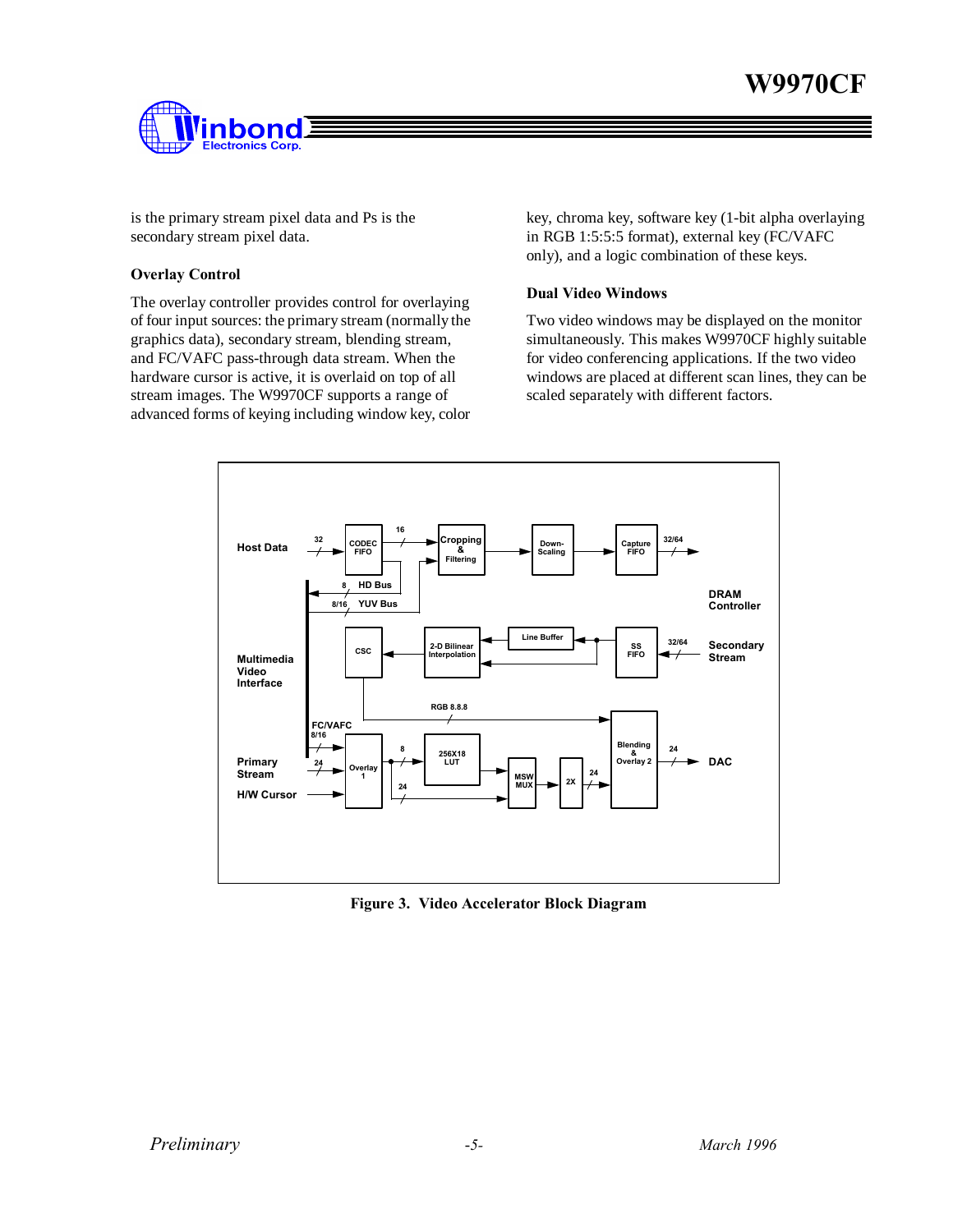is the primary stream pixel data and Ps is the secondary stream pixel data.

### Overlay Control

The overlay controller provides control for overlaying of four input sources: the primary stream (normally the graphics data), secondary stream, blending stream, and FC/VAFC pass-through data stream. When the hardware cursor is active, it is overlaid on top of all stream images. The W9970CF supports a range of advanced forms of keying including window key, color key, chroma key, software key (1-bit alpha overlaying in RGB 1:5:5:5 format), external key (FC/VAFC only), and a logic combination of these keys.

### Dual Video Windows

Two video windows may be displayed on the monitor simultaneously. This makes W9970CF highly suitable for video conferencing applications. If the two video windows are placed at different scan lines, they can be scaled separately with different factors.

**Figure 3. Video Accelerator Block Diagram**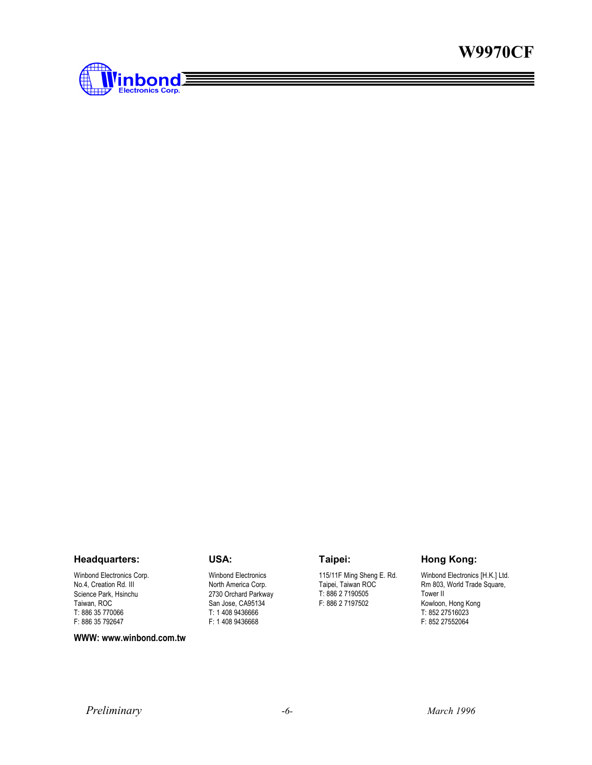### Headquarters:

Winbond Electronics Corp.
No.4, Creation Rd. III
Science Park, Hsinchu
Taiwan, ROC
T: 886 35 770066
F: 886 35 792647

**WWW: www.winbond.com.tw**

### USA:

Winbond Electronics
North America Corp.
2730 Orchard Parkway
San Jose, CA95134
T: 1 408 9436666
F: 1 408 9436668

### Taipei:

115/11F Ming Sheng E. Rd.
Taipei, Taiwan ROC
T: 886 2 7190505
F: 886 2 7197502

### Hong Kong:

Winbond Electronics [H.K.] Ltd.
Rm 803, World Trade Square,
Tower II
Kowloon, Hong Kong
T: 852 27516023
F: 852 27552064